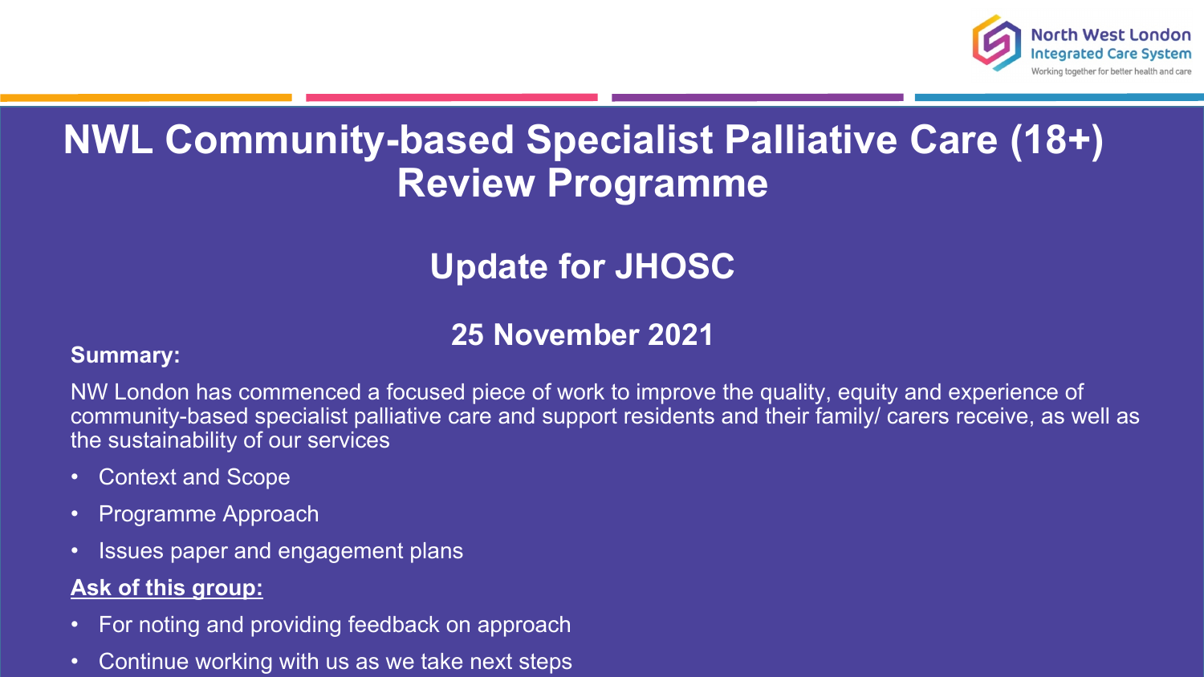# NWL Community-based Specialist Palliative Care (18+) Review Programme

## Update for JHOSC

### 25 November 2021

**Summary:**

NW London has commenced a focused piece of work to improve the quality, equity and experience of community-based specialist palliative care and support residents and their family/ carers receive, as well as the sustainability of our services

- Context and Scope
- Programme Approach
- Issues paper and engagement plans

**Ask of this group:**

- For noting and providing feedback on approach
- Continue working with us as we take next steps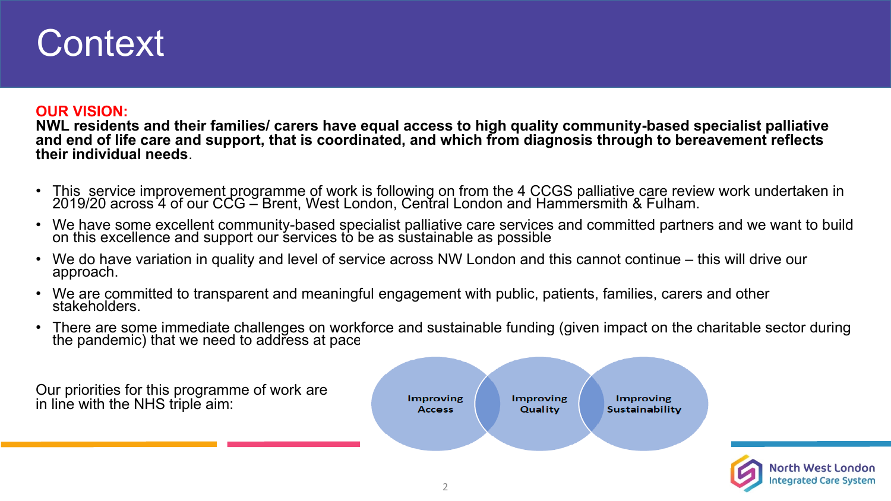# Context

**OUR VISION:**

**NWL residents and their families/ carers have equal access to high quality community-based specialist palliative and end of life care and support, that is coordinated, and which from diagnosis through to bereavement reflects their individual needs**.

- This service improvement programme of work is following on from the 4 CCGS palliative care review work undertaken in 2019/20 across 4 of our CCG – Brent, West London, Central London and Hammersmith & Fulham.
- We have some excellent community-based specialist palliative care services and committed partners and we want to build on this excellence and support our services to be as sustainable as possible
- We do have variation in quality and level of service across NW London and this cannot continue – this will drive our approach.
- We are committed to transparent and meaningful engagement with public, patients, families, carers and other stakeholders.
- There are some immediate challenges on workforce and sustainable funding (given impact on the charitable sector during the pandemic) that we need to address at pace

Our priorities for this programme of work are in line with the NHS triple aim:

Improving Access

Improving Quality

Improving Sustainability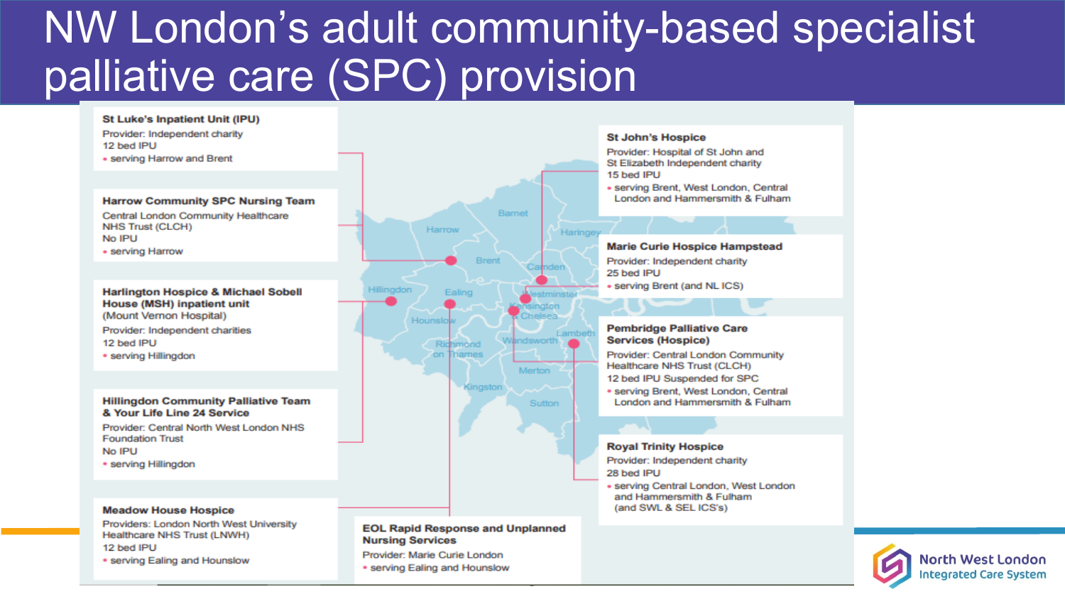# NW London's adult community-based specialist palliative care (SPC) provision

**St Luke's Inpatient Unit (IPU)**
Provider: Independent charity
12 bed IPU
- serving Harrow and Brent

**Harrow Community SPC Nursing Team**
Central London Community Healthcare NHS Trust (CLCH)
No IPU
- serving Harrow

**Harlington Hospice & Michael Sobell House (MSH) inpatient unit**
(Mount Vernon Hospital)
Provider: Independent charities
12 bed IPU
- serving Hillingdon

**Hillingdon Community Palliative Team & Your Life Line 24 Service**
Provider: Central North West London NHS Foundation Trust
No IPU
- serving Hillingdon

**Meadow House Hospice**
Providers: London North West University Healthcare NHS Trust (LNWH)
12 bed IPU
- serving Ealing and Hounslow

**EOL Rapid Response and Unplanned Nursing Services**
Provider: Marie Curie London
- serving Ealing and Hounslow

**St John's Hospice**
Provider: Hospital of St John and St Elizabeth Independent charity
15 bed IPU
- serving Brent, West London, Central London and Hammersmith & Fulham

**Marie Curie Hospice Hampstead**
Provider: Independent charity
25 bed IPU
- serving Brent (and NL ICS)

**Pembridge Palliative Care Services (Hospice)**
Provider: Central London Community Healthcare NHS Trust (CLCH)
12 bed IPU Suspended for SPC
- serving Brent, West London, Central London and Hammersmith & Fulham

**Royal Trinity Hospice**
Provider: Independent charity
28 bed IPU
- serving Central London, West London and Hammersmith & Fulham (and SWL & SEL ICS's)

Barnet
Harrow
Haringey
Brent
Camden
Hillingdon
Ealing
Westminster
Kensington & Chelsea
Hounslow
Lambeth
Richmond on Thames
Wandsworth
Merton
Kingston
Sutton

North West London Integrated Care System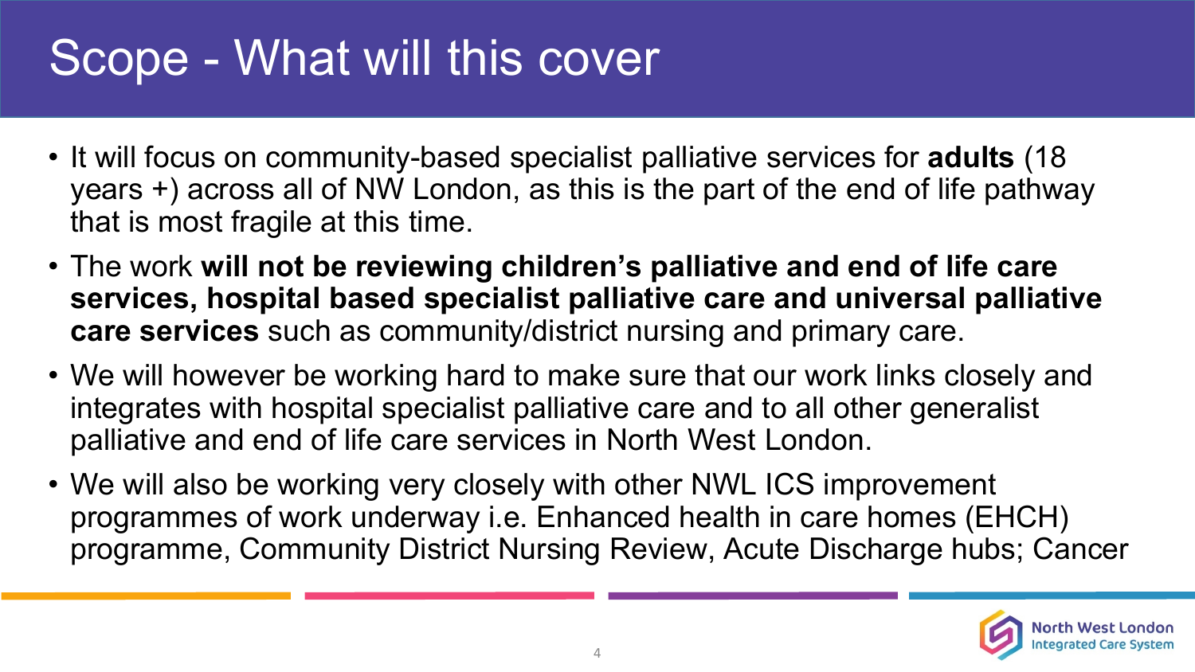# Scope - What will this cover

- It will focus on community-based specialist palliative services for **adults** (18 years +) across all of NW London, as this is the part of the end of life pathway that is most fragile at this time.
- The work **will not be reviewing children's palliative and end of life care services, hospital based specialist palliative care and universal palliative care services** such as community/district nursing and primary care.
- We will however be working hard to make sure that our work links closely and integrates with hospital specialist palliative care and to all other generalist palliative and end of life care services in North West London.
- We will also be working very closely with other NWL ICS improvement programmes of work underway i.e. Enhanced health in care homes (EHCH) programme, Community District Nursing Review, Acute Discharge hubs; Cancer

North West London Integrated Care System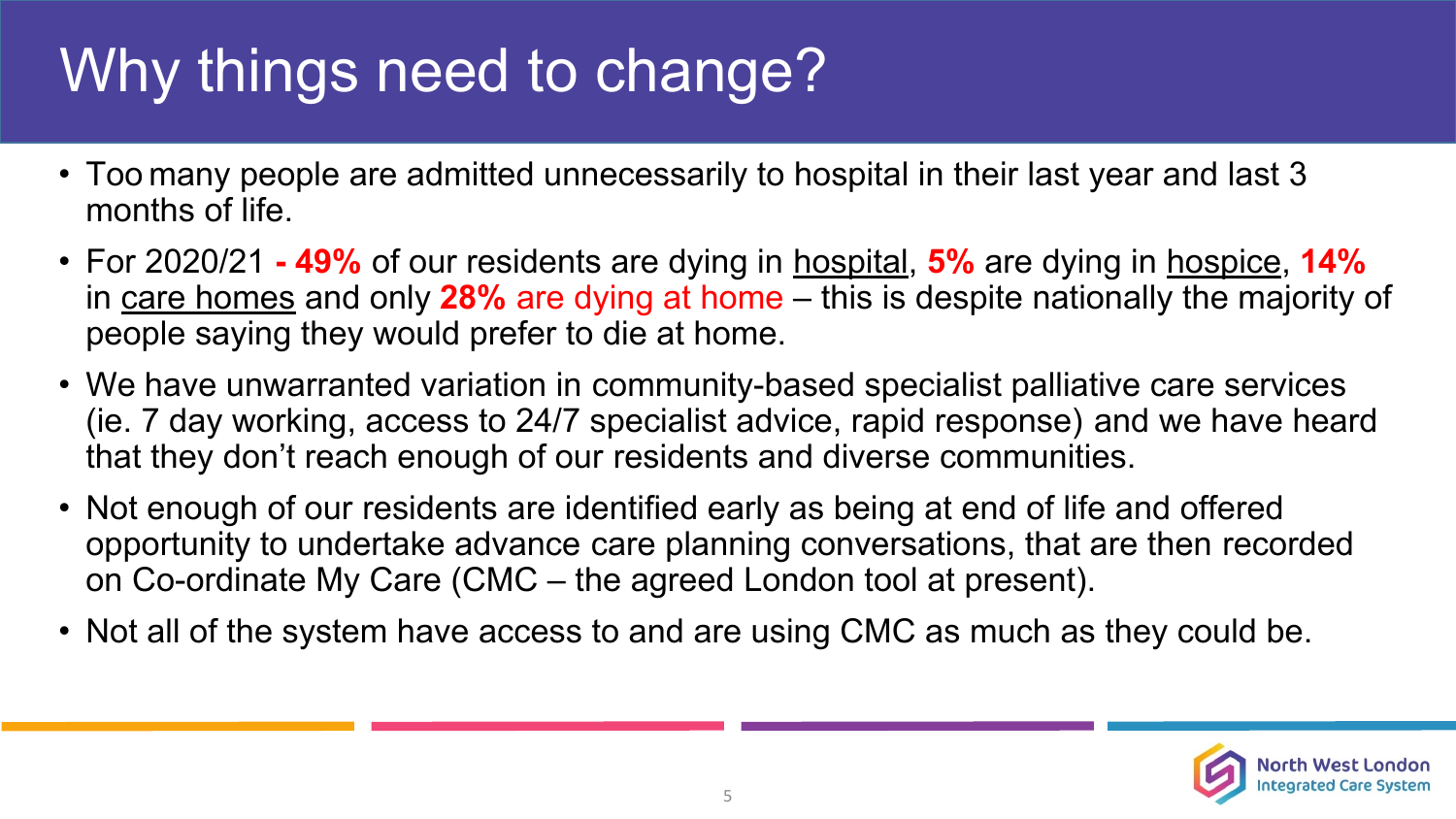# Why things need to change?

- Too many people are admitted unnecessarily to hospital in their last year and last 3 months of life.
- For 2020/21 **- 49%** of our residents are dying in hospital, **5%** are dying in hospice, **14%** in care homes and only **28%** are dying at home – this is despite nationally the majority of people saying they would prefer to die at home.
- We have unwarranted variation in community-based specialist palliative care services (ie. 7 day working, access to 24/7 specialist advice, rapid response) and we have heard that they don't reach enough of our residents and diverse communities.
- Not enough of our residents are identified early as being at end of life and offered opportunity to undertake advance care planning conversations, that are then recorded on Co-ordinate My Care (CMC – the agreed London tool at present).
- Not all of the system have access to and are using CMC as much as they could be.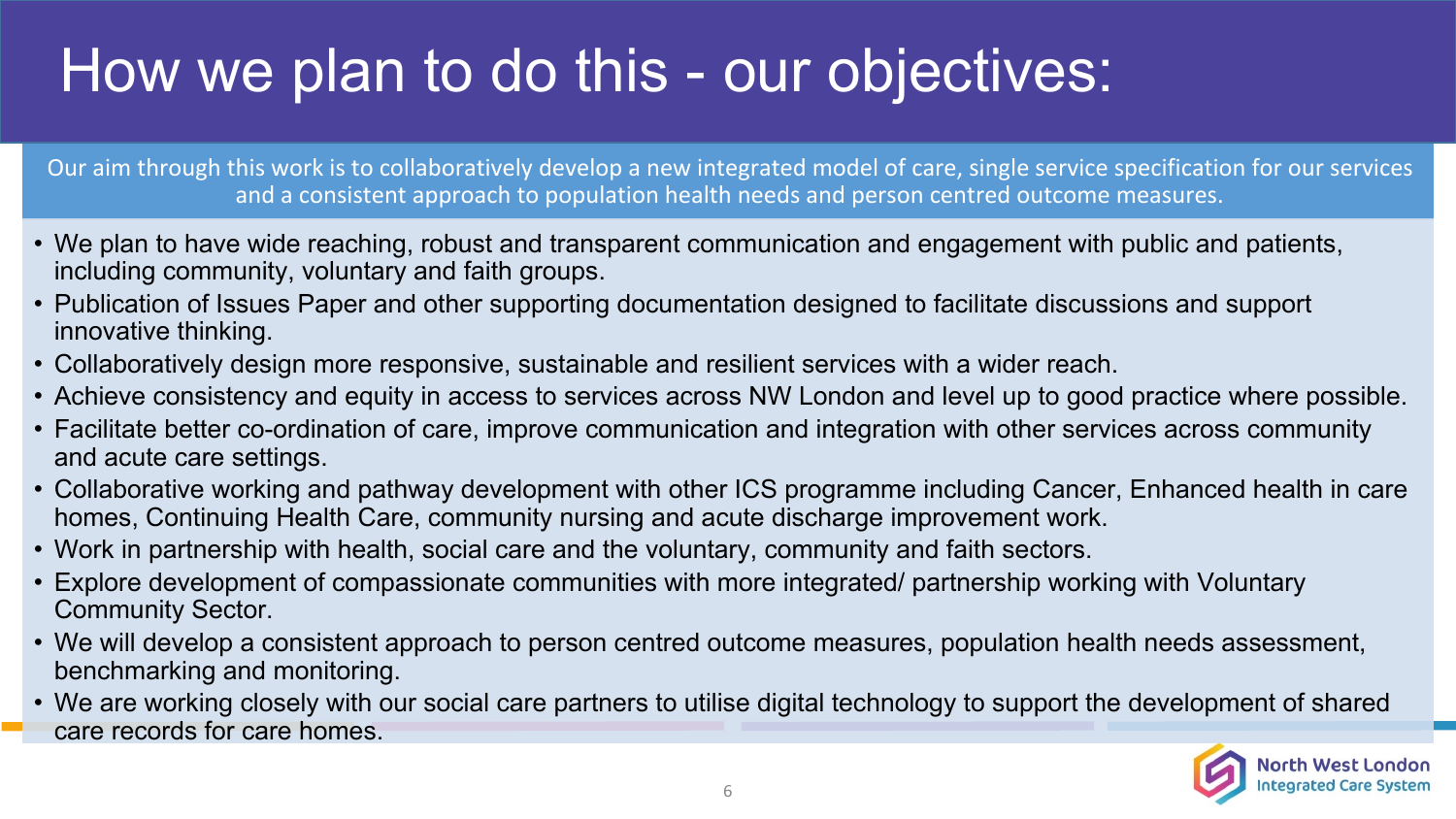# How we plan to do this - our objectives:

Our aim through this work is to collaboratively develop a new integrated model of care, single service specification for our services and a consistent approach to population health needs and person centred outcome measures.

- We plan to have wide reaching, robust and transparent communication and engagement with public and patients, including community, voluntary and faith groups.
- Publication of Issues Paper and other supporting documentation designed to facilitate discussions and support innovative thinking.
- Collaboratively design more responsive, sustainable and resilient services with a wider reach.
- Achieve consistency and equity in access to services across NW London and level up to good practice where possible.
- Facilitate better co-ordination of care, improve communication and integration with other services across community and acute care settings.
- Collaborative working and pathway development with other ICS programme including Cancer, Enhanced health in care homes, Continuing Health Care, community nursing and acute discharge improvement work.
- Work in partnership with health, social care and the voluntary, community and faith sectors.
- Explore development of compassionate communities with more integrated/ partnership working with Voluntary Community Sector.
- We will develop a consistent approach to person centred outcome measures, population health needs assessment, benchmarking and monitoring.
- We are working closely with our social care partners to utilise digital technology to support the development of shared care records for care homes.

North West London Integrated Care System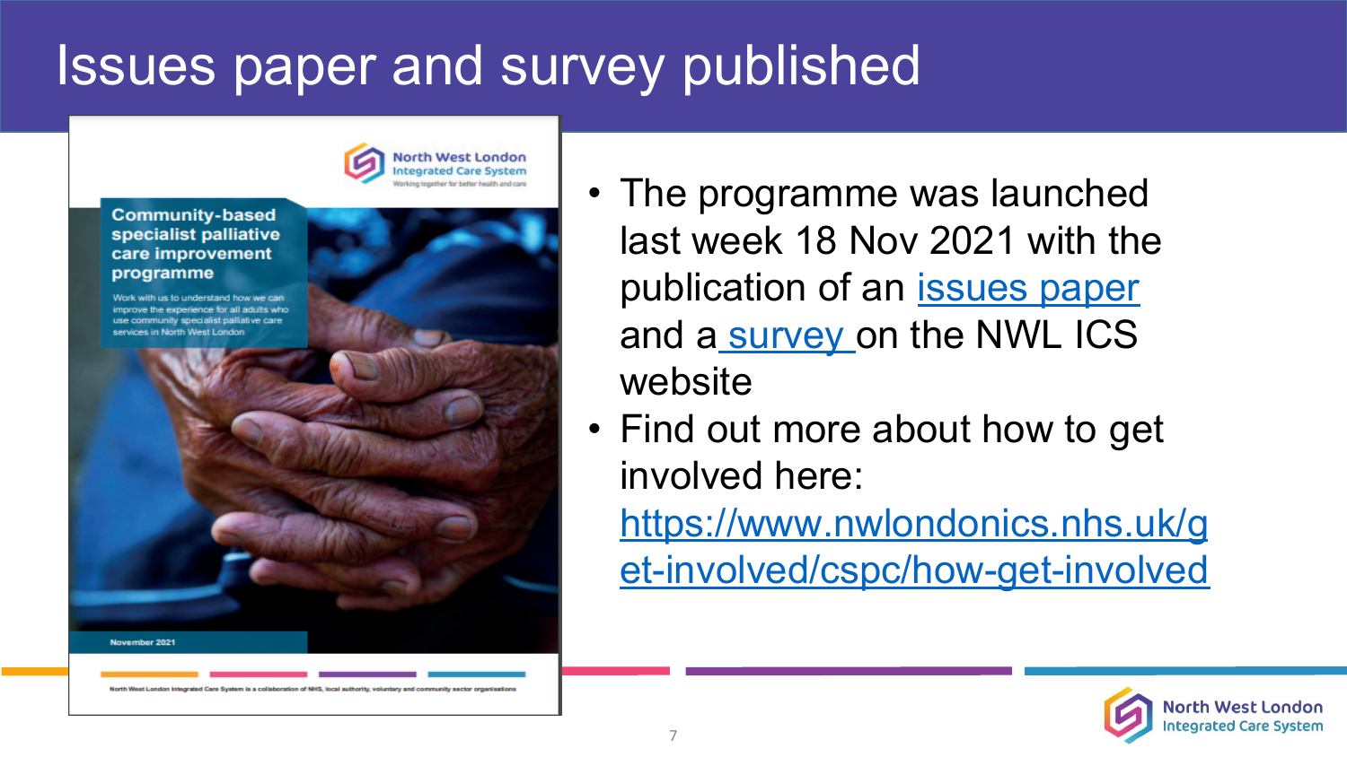# Issues paper and survey published

North West London Integrated Care System
Working together for better health and care

**Community-based specialist palliative care improvement programme**

Work with us to understand how we can improve the experience for all adults who use community specialist palliative care services in North West London

November 2021

North West London Integrated Care System is a collaboration of NHS, local authority, voluntary and community sector organisations

- The programme was launched last week 18 Nov 2021 with the publication of an issues paper and a survey on the NWL ICS website
- Find out more about how to get involved here: https://www.nwlondonics.nhs.uk/get-involved/cspc/how-get-involved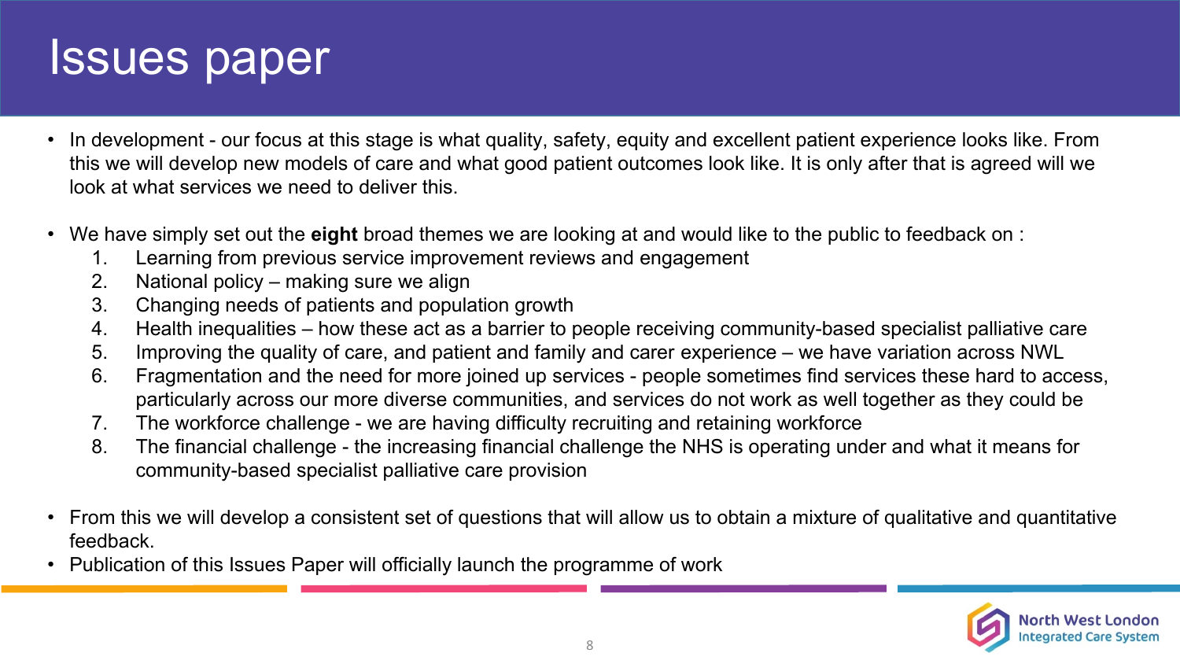# Issues paper

- In development - our focus at this stage is what quality, safety, equity and excellent patient experience looks like. From this we will develop new models of care and what good patient outcomes look like. It is only after that is agreed will we look at what services we need to deliver this.

- We have simply set out the **eight** broad themes we are looking at and would like to the public to feedback on :
  1. Learning from previous service improvement reviews and engagement
  2. National policy – making sure we align
  3. Changing needs of patients and population growth
  4. Health inequalities – how these act as a barrier to people receiving community-based specialist palliative care
  5. Improving the quality of care, and patient and family and carer experience – we have variation across NWL
  6. Fragmentation and the need for more joined up services - people sometimes find services these hard to access, particularly across our more diverse communities, and services do not work as well together as they could be
  7. The workforce challenge - we are having difficulty recruiting and retaining workforce
  8. The financial challenge - the increasing financial challenge the NHS is operating under and what it means for community-based specialist palliative care provision

- From this we will develop a consistent set of questions that will allow us to obtain a mixture of qualitative and quantitative feedback.
- Publication of this Issues Paper will officially launch the programme of work

North West London Integrated Care System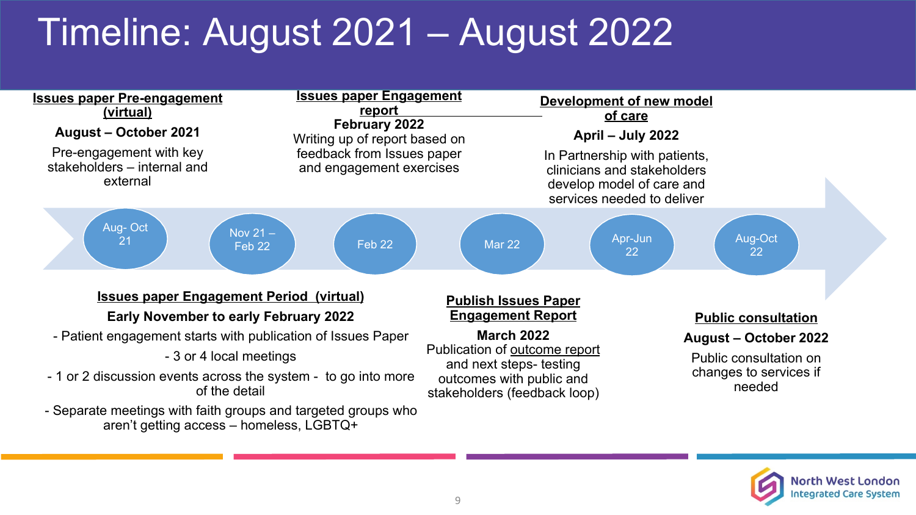# Timeline: August 2021 – August 2022

**Issues paper Pre-engagement (virtual)**

**August – October 2021**

Pre-engagement with key stakeholders – internal and external

**Issues paper Engagement report**

**February 2022**

Writing up of report based on feedback from Issues paper and engagement exercises

**Development of new model of care**

**April – July 2022**

In Partnership with patients, clinicians and stakeholders develop model of care and services needed to deliver

Aug- Oct 21

Nov 21 – Feb 22

Feb 22

Mar 22

Apr-Jun 22

Aug-Oct 22

**Issues paper Engagement Period (virtual)**

**Early November to early February 2022**

- Patient engagement starts with publication of Issues Paper
- 3 or 4 local meetings
- 1 or 2 discussion events across the system - to go into more of the detail
- Separate meetings with faith groups and targeted groups who aren't getting access – homeless, LGBTQ+

**Publish Issues Paper Engagement Report**

**March 2022**

Publication of outcome report and next steps- testing outcomes with public and stakeholders (feedback loop)

**Public consultation**

**August – October 2022**

Public consultation on changes to services if needed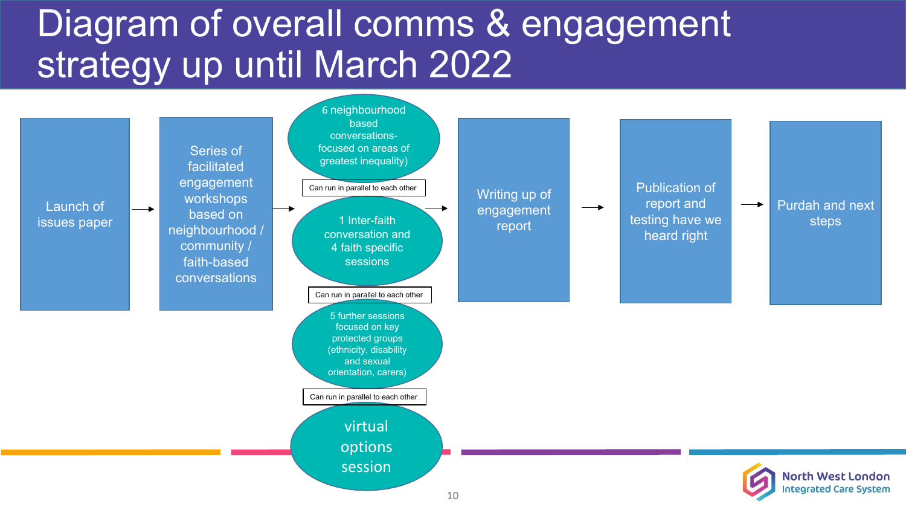# Diagram of overall comms & engagement strategy up until March 2022

Launch of issues paper

→

Series of facilitated engagement workshops based on neighbourhood / community / faith-based conversations

→

6 neighbourhood based conversations- focused on areas of greatest inequality)

Can run in parallel to each other

1 Inter-faith conversation and 4 faith specific sessions

Can run in parallel to each other

5 further sessions focused on key protected groups (ethnicity, disability and sexual orientation, carers)

Can run in parallel to each other

virtual options session

→

Writing up of engagement report

→

Publication of report and testing have we heard right

→

Purdah and next steps

North West London Integrated Care System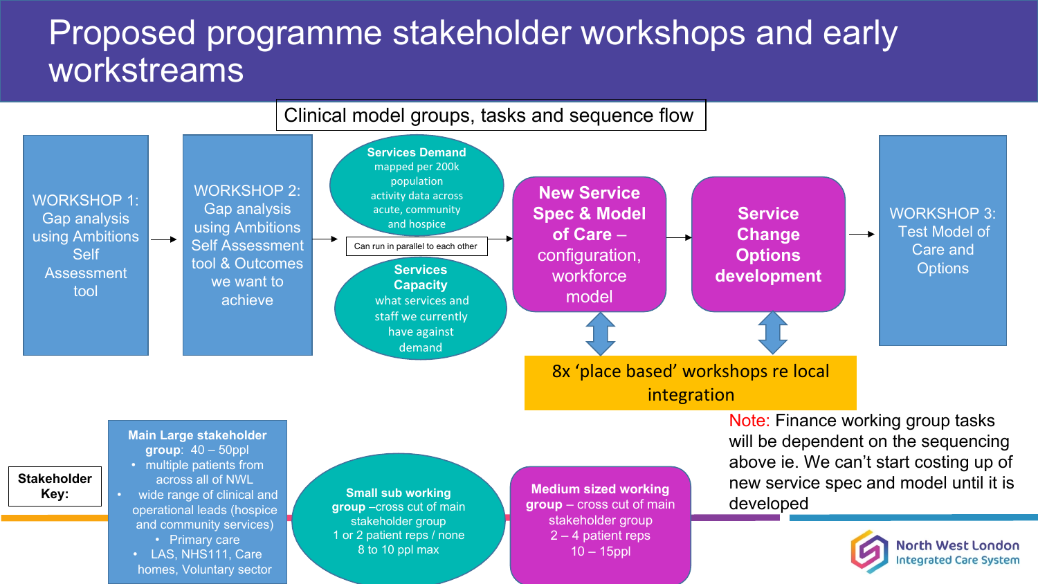# Proposed programme stakeholder workshops and early workstreams

## Clinical model groups, tasks and sequence flow

WORKSHOP 1: Gap analysis using Ambitions Self Assessment tool

→

WORKSHOP 2: Gap analysis using Ambitions Self Assessment tool & Outcomes we want to achieve

→

**Services Demand** mapped per 200k population activity data across acute, community and hospice

Can run in parallel to each other

**Services Capacity** what services and staff we currently have against demand

→

**New Service Spec & Model of Care** – configuration, workforce model

→

**Service Change Options development**

→

WORKSHOP 3: Test Model of Care and Options

8x 'place based' workshops re local integration

Note: Finance working group tasks will be dependent on the sequencing above ie. We can't start costing up of new service spec and model until it is developed

**Stakeholder Key:**

**Main Large stakeholder group**: 40 – 50ppl
- multiple patients from across all of NWL
- wide range of clinical and operational leads (hospice and community services)
- Primary care
- LAS, NHS111, Care homes, Voluntary sector

**Small sub working group** –cross cut of main stakeholder group
1 or 2 patient reps / none
8 to 10 ppl max

**Medium sized working group** – cross cut of main stakeholder group
2 – 4 patient reps
10 – 15ppl

North West London Integrated Care System